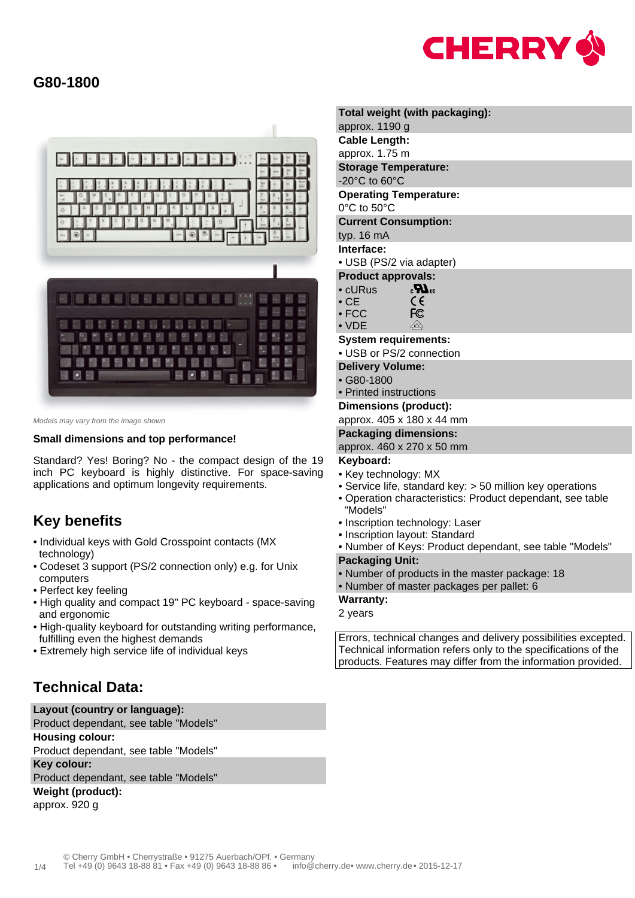# G80-1800

*Models may vary from the image shown*

**Small dimensions and top performance!**

Standard? Yes! Boring? No - the compact design of the 19 inch PC keyboard is highly distinctive. For space-saving applications and optimum longevity requirements.

## Key benefits

- Individual keys with Gold Crosspoint contacts (MX technology)
- Codeset 3 support (PS/2 connection only) e.g. for Unix computers
- Perfect key feeling
- High quality and compact 19" PC keyboard - space-saving and ergonomic
- High-quality keyboard for outstanding writing performance, fulfilling even the highest demands
- Extremely high service life of individual keys

## Technical Data:

**Layout (country or language):**
Product dependant, see table "Models"

**Housing colour:**
Product dependant, see table "Models"

**Key colour:**
Product dependant, see table "Models"

**Weight (product):**
approx. 920 g

**Total weight (with packaging):**
approx. 1190 g

**Cable Length:**
approx. 1.75 m

**Storage Temperature:**
-20°C to 60°C

**Operating Temperature:**
0°C to 50°C

**Current Consumption:**
typ. 16 mA

**Interface:**
- USB (PS/2 via adapter)

**Product approvals:**
- cURus
- CE
- FCC
- VDE

**System requirements:**
- USB or PS/2 connection

**Delivery Volume:**
- G80-1800
- Printed instructions

**Dimensions (product):**
approx. 405 x 180 x 44 mm

**Packaging dimensions:**
approx. 460 x 270 x 50 mm

**Keyboard:**
- Key technology: MX
- Service life, standard key: > 50 million key operations
- Operation characteristics: Product dependant, see table "Models"
- Inscription technology: Laser
- Inscription layout: Standard
- Number of Keys: Product dependant, see table "Models"

**Packaging Unit:**
- Number of products in the master package: 18
- Number of master packages per pallet: 6

**Warranty:**
2 years

Errors, technical changes and delivery possibilities excepted. Technical information refers only to the specifications of the products. Features may differ from the information provided.

© Cherry GmbH • Cherrystraße • 91275 Auerbach/OPf. • Germany
Tel +49 (0) 9643 18-88 81 • Fax +49 (0) 9643 18-88 86 • info@cherry.de• www.cherry.de• 2015-12-17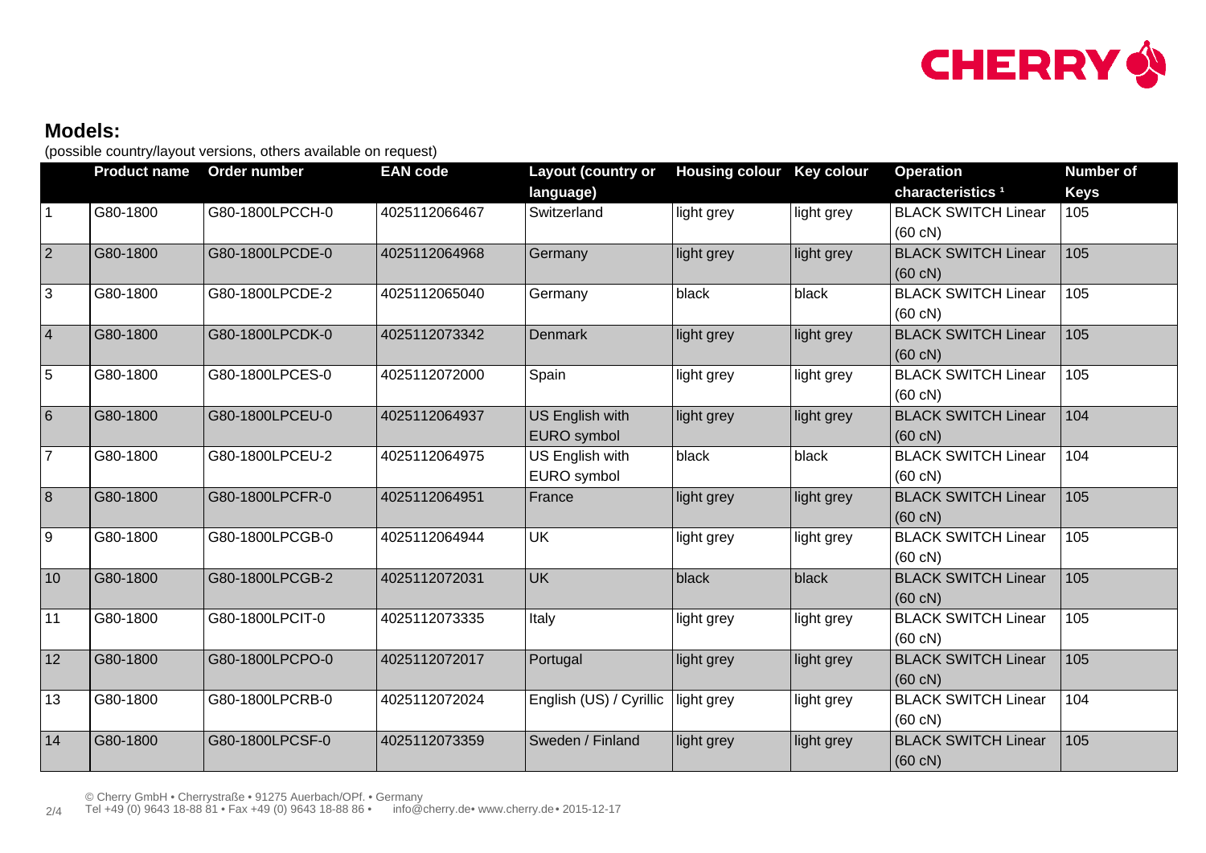## Models:

(possible country/layout versions, others available on request)

| | Product name | Order number | EAN code | Layout (country or language) | Housing colour | Key colour | Operation characteristics [1] | Number of Keys |
|---|---|---|---|---|---|---|---|---|
| 1 | G80-1800 | G80-1800LPCCH-0 | 4025112066467 | Switzerland | light grey | light grey | BLACK SWITCH Linear (60 cN) | 105 |
| 2 | G80-1800 | G80-1800LPCDE-0 | 4025112064968 | Germany | light grey | light grey | BLACK SWITCH Linear (60 cN) | 105 |
| 3 | G80-1800 | G80-1800LPCDE-2 | 4025112065040 | Germany | black | black | BLACK SWITCH Linear (60 cN) | 105 |
| 4 | G80-1800 | G80-1800LPCDK-0 | 4025112073342 | Denmark | light grey | light grey | BLACK SWITCH Linear (60 cN) | 105 |
| 5 | G80-1800 | G80-1800LPCES-0 | 4025112072000 | Spain | light grey | light grey | BLACK SWITCH Linear (60 cN) | 105 |
| 6 | G80-1800 | G80-1800LPCEU-0 | 4025112064937 | US English with EURO symbol | light grey | light grey | BLACK SWITCH Linear (60 cN) | 104 |
| 7 | G80-1800 | G80-1800LPCEU-2 | 4025112064975 | US English with EURO symbol | black | black | BLACK SWITCH Linear (60 cN) | 104 |
| 8 | G80-1800 | G80-1800LPCFR-0 | 4025112064951 | France | light grey | light grey | BLACK SWITCH Linear (60 cN) | 105 |
| 9 | G80-1800 | G80-1800LPCGB-0 | 4025112064944 | UK | light grey | light grey | BLACK SWITCH Linear (60 cN) | 105 |
| 10 | G80-1800 | G80-1800LPCGB-2 | 4025112072031 | UK | black | black | BLACK SWITCH Linear (60 cN) | 105 |
| 11 | G80-1800 | G80-1800LPCIT-0 | 4025112073335 | Italy | light grey | light grey | BLACK SWITCH Linear (60 cN) | 105 |
| 12 | G80-1800 | G80-1800LPCPO-0 | 4025112072017 | Portugal | light grey | light grey | BLACK SWITCH Linear (60 cN) | 105 |
| 13 | G80-1800 | G80-1800LPCRB-0 | 4025112072024 | English (US) / Cyrillic | light grey | light grey | BLACK SWITCH Linear (60 cN) | 104 |
| 14 | G80-1800 | G80-1800LPCSF-0 | 4025112073359 | Sweden / Finland | light grey | light grey | BLACK SWITCH Linear (60 cN) | 105 |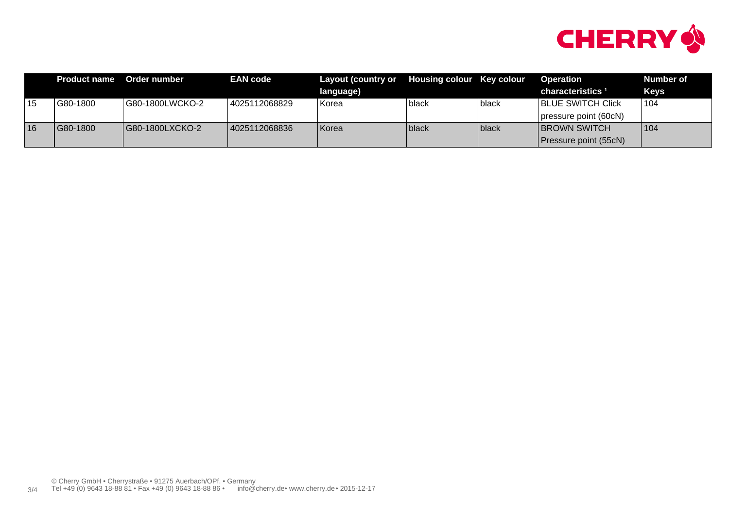| | Product name | Order number | EAN code | Layout (country or language) | Housing colour | Key colour | Operation characteristics [1] | Number of Keys |
|---|---|---|---|---|---|---|---|---|
| 15 | G80-1800 | G80-1800LWCKO-2 | 4025112068829 | Korea | black | black | BLUE SWITCH Click pressure point (60cN) | 104 |
| 16 | G80-1800 | G80-1800LXCKO-2 | 4025112068836 | Korea | black | black | BROWN SWITCH Pressure point (55cN) | 104 |

© Cherry GmbH • Cherrystraße • 91275 Auerbach/OPf. • Germany
Tel +49 (0) 9643 18-88 81 • Fax +49 (0) 9643 18-88 86 • info@cherry.de• www.cherry.de• 2015-12-17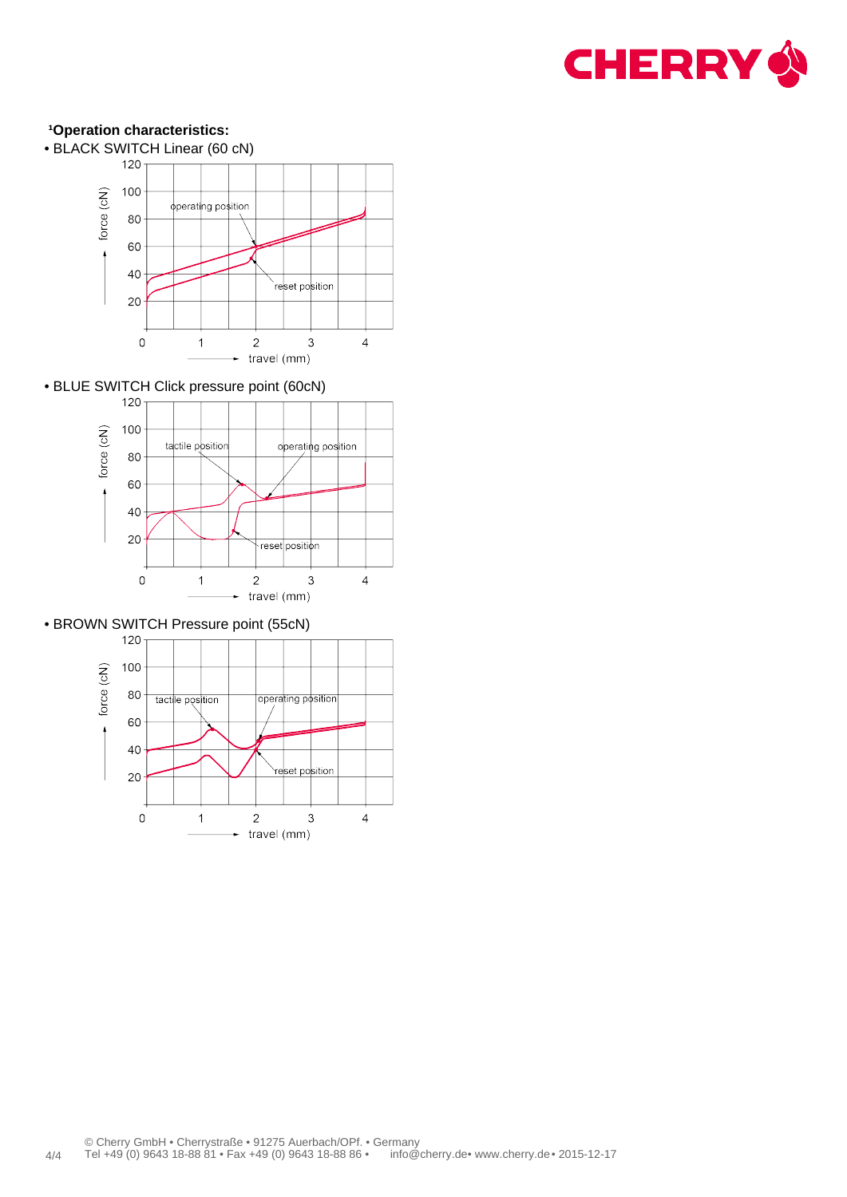**[1]Operation characteristics:**

- BLACK SWITCH Linear (60 cN)

120
100
80
60
40
20
force (cN)
operating position
reset position
0
1
2
3
4
travel (mm)

- BLUE SWITCH Click pressure point (60cN)

120
100
80
60
40
20
force (cN)
tactile position
operating position
reset position
0
1
2
3
4
travel (mm)

- BROWN SWITCH Pressure point (55cN)

120
100
80
60
40
20
force (cN)
tactile position
operating position
reset position
0
1
2
3
4
travel (mm)

© Cherry GmbH • Cherrystraße • 91275 Auerbach/OPf. • Germany
Tel +49 (0) 9643 18-88 81 • Fax +49 (0) 9643 18-88 86 • info@cherry.de• www.cherry.de• 2015-12-17